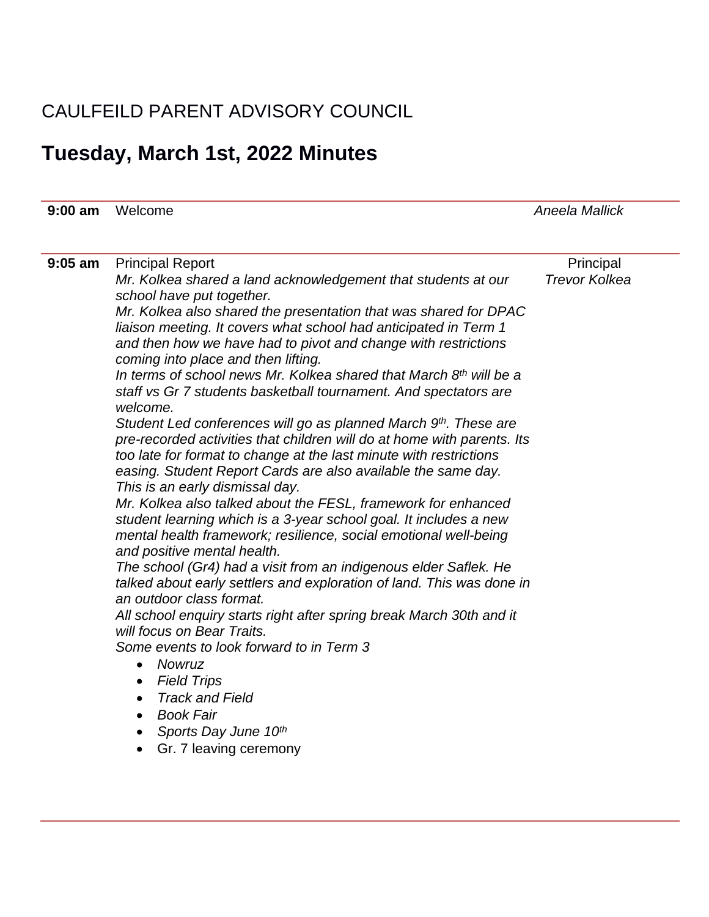CAULFEILD PARENT ADVISORY COUNCIL

# Tuesday, March 1st, 2022 Minutes

| | | |
|---|---|---|
| **9:00 am** | Welcome | *Aneela Mallick* |
| **9:05 am** | Principal Report | Principal *Trevor Kolkea* |

Principal Report

*Mr. Kolkea shared a land acknowledgement that students at our school have put together.*

*Mr. Kolkea also shared the presentation that was shared for DPAC liaison meeting. It covers what school had anticipated in Term 1 and then how we have had to pivot and change with restrictions coming into place and then lifting.*

*In terms of school news Mr. Kolkea shared that March 8th will be a staff vs Gr 7 students basketball tournament. And spectators are welcome.*

*Student Led conferences will go as planned March 9th. These are pre-recorded activities that children will do at home with parents. Its too late for format to change at the last minute with restrictions easing. Student Report Cards are also available the same day. This is an early dismissal day.*

*Mr. Kolkea also talked about the FESL, framework for enhanced student learning which is a 3-year school goal. It includes a new mental health framework; resilience, social emotional well-being and positive mental health.*

*The school (Gr4) had a visit from an indigenous elder Saflek. He talked about early settlers and exploration of land. This was done in an outdoor class format.*

*All school enquiry starts right after spring break March 30th and it will focus on Bear Traits.*

*Some events to look forward to in Term 3*

- *Nowruz*
- *Field Trips*
- *Track and Field*
- *Book Fair*
- *Sports Day June 10th*
- Gr. 7 leaving ceremony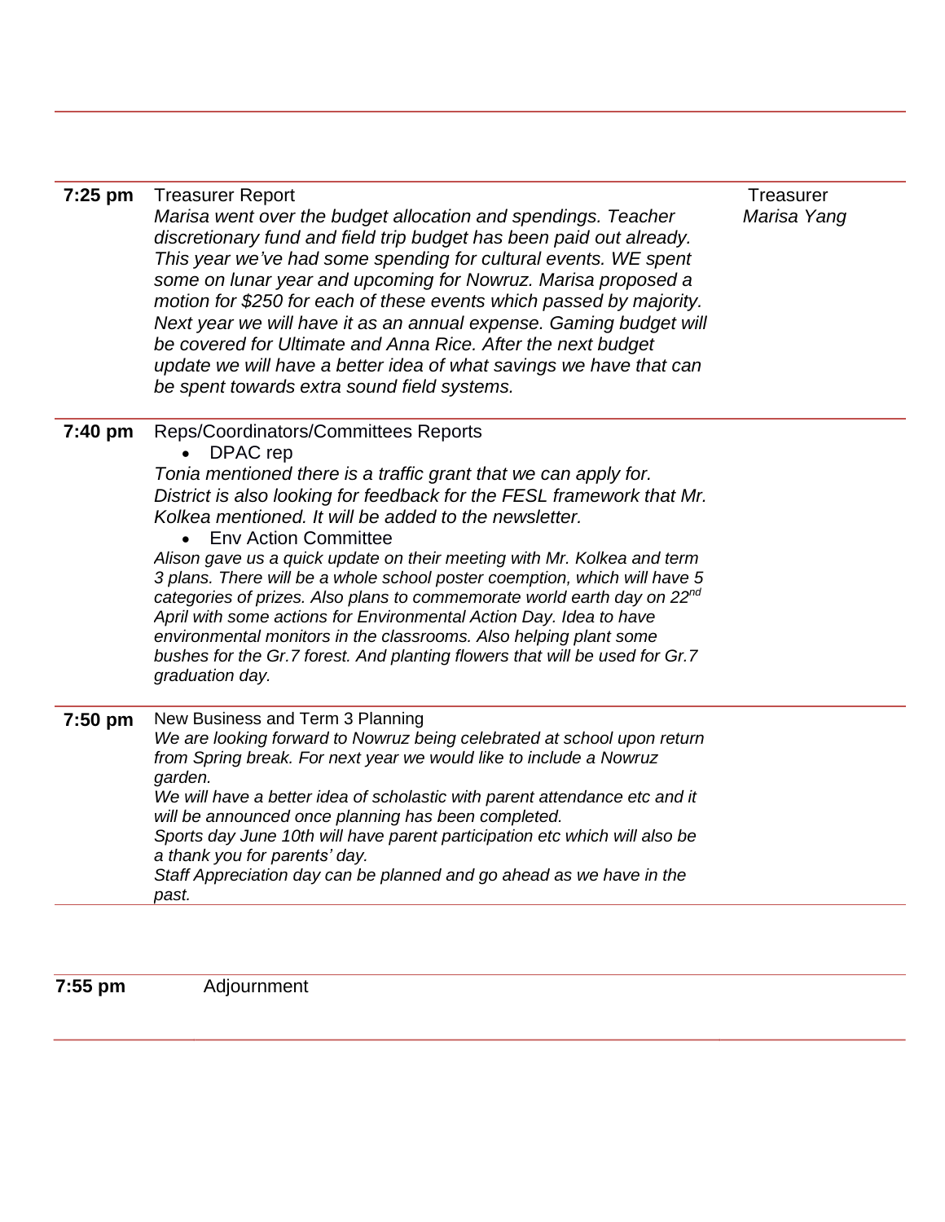| | | |
|---|---|---|
| **7:25 pm** | Treasurer Report<br>*Marisa went over the budget allocation and spendings. Teacher discretionary fund and field trip budget has been paid out already. This year we've had some spending for cultural events. WE spent some on lunar year and upcoming for Nowruz. Marisa proposed a motion for $250 for each of these events which passed by majority. Next year we will have it as an annual expense. Gaming budget will be covered for Ultimate and Anna Rice. After the next budget update we will have a better idea of what savings we have that can be spent towards extra sound field systems.* | Treasurer<br>*Marisa Yang* |
| **7:40 pm** | Reps/Coordinators/Committees Reports<br>• DPAC rep<br>*Tonia mentioned there is a traffic grant that we can apply for. District is also looking for feedback for the FESL framework that Mr. Kolkea mentioned. It will be added to the newsletter.*<br>• Env Action Committee<br>*Alison gave us a quick update on their meeting with Mr. Kolkea and term 3 plans. There will be a whole school poster coemption, which will have 5 categories of prizes. Also plans to commemorate world earth day on 22nd April with some actions for Environmental Action Day. Idea to have environmental monitors in the classrooms. Also helping plant some bushes for the Gr.7 forest. And planting flowers that will be used for Gr.7 graduation day.* | |
| **7:50 pm** | New Business and Term 3 Planning<br>*We are looking forward to Nowruz being celebrated at school upon return from Spring break. For next year we would like to include a Nowruz garden.*<br>*We will have a better idea of scholastic with parent attendance etc and it will be announced once planning has been completed.*<br>*Sports day June 10th will have parent participation etc which will also be a thank you for parents' day.*<br>*Staff Appreciation day can be planned and go ahead as we have in the past.* | |
| **7:55 pm** | Adjournment | |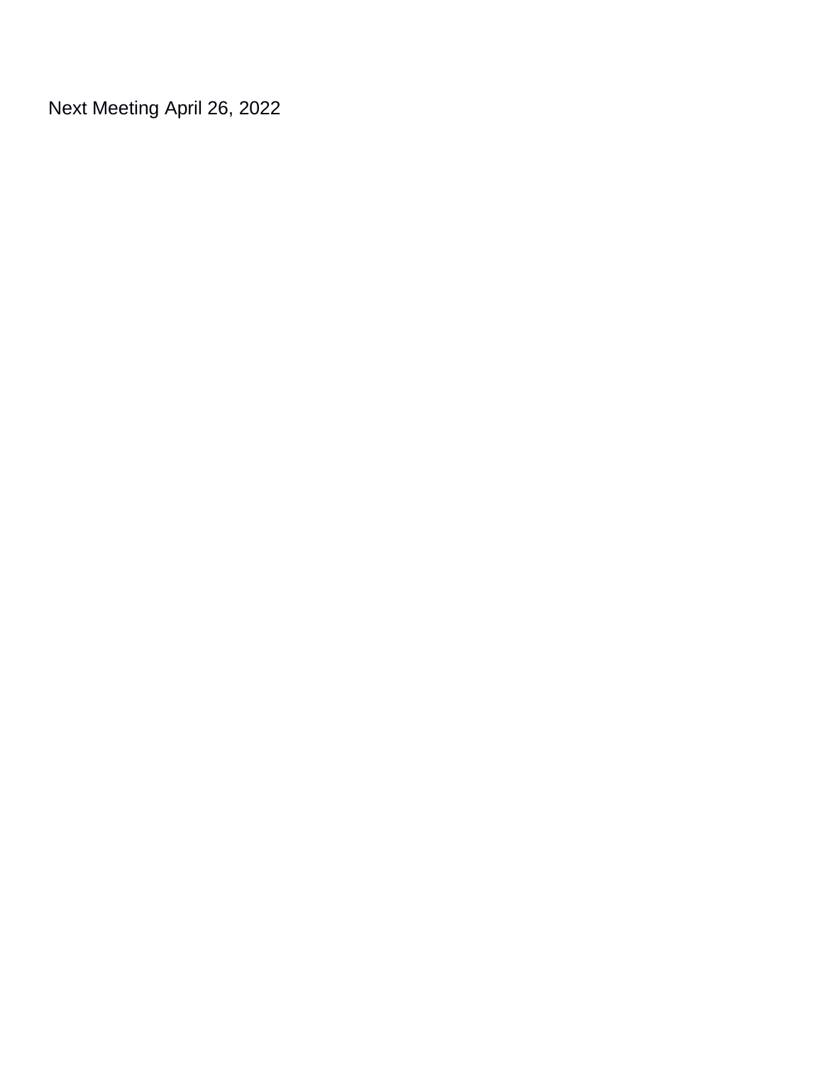Next Meeting April 26, 2022